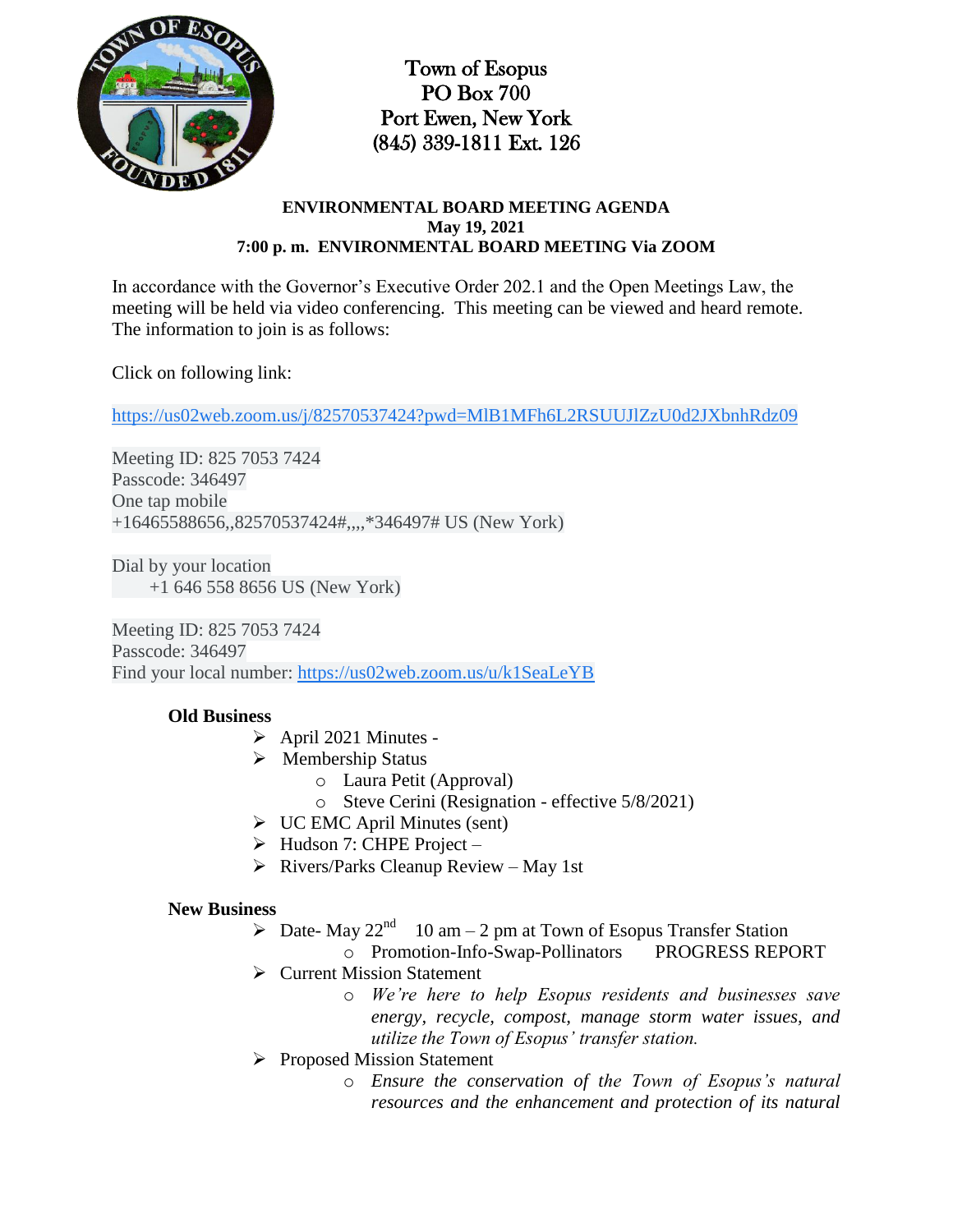Town of Esopus
PO Box 700
Port Ewen, New York
(845) 339-1811 Ext. 126

**ENVIRONMENTAL BOARD MEETING AGENDA**
**May 19, 2021**
**7:00 p. m. ENVIRONMENTAL BOARD MEETING Via ZOOM**

In accordance with the Governor's Executive Order 202.1 and the Open Meetings Law, the meeting will be held via video conferencing. This meeting can be viewed and heard remote. The information to join is as follows:

Click on following link:

https://us02web.zoom.us/j/82570537424?pwd=MlB1MFh6L2RSUUJlZzU0d2JXbnhRdz09

Meeting ID: 825 7053 7424
Passcode: 346497
One tap mobile
+16465588656,,82570537424#,,,,*346497# US (New York)

Dial by your location
+1 646 558 8656 US (New York)

Meeting ID: 825 7053 7424
Passcode: 346497
Find your local number: https://us02web.zoom.us/u/k1SeaLeYB

**Old Business**

- April 2021 Minutes -
- Membership Status
  - Laura Petit (Approval)
  - Steve Cerini (Resignation - effective 5/8/2021)
- UC EMC April Minutes (sent)
- Hudson 7: CHPE Project –
- Rivers/Parks Cleanup Review – May 1st

**New Business**

- Date- May 22nd 10 am – 2 pm at Town of Esopus Transfer Station
  - Promotion-Info-Swap-Pollinators PROGRESS REPORT
- Current Mission Statement
  - *We're here to help Esopus residents and businesses save energy, recycle, compost, manage storm water issues, and utilize the Town of Esopus' transfer station.*
- Proposed Mission Statement
  - *Ensure the conservation of the Town of Esopus's natural resources and the enhancement and protection of its natural*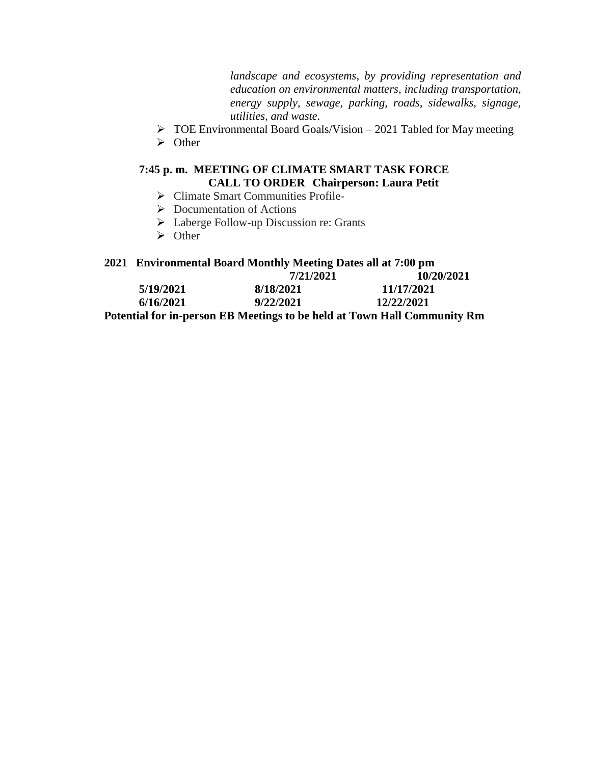*landscape and ecosystems, by providing representation and education on environmental matters, including transportation, energy supply, sewage, parking, roads, sidewalks, signage, utilities, and waste.*

- TOE Environmental Board Goals/Vision – 2021 Tabled for May meeting
- Other

**7:45 p. m. MEETING OF CLIMATE SMART TASK FORCE**
**CALL TO ORDER Chairperson: Laura Petit**

- Climate Smart Communities Profile-
- Documentation of Actions
- Laberge Follow-up Discussion re: Grants
- Other

**2021 Environmental Board Monthly Meeting Dates all at 7:00 pm**

| | | |
|---|---|---|
| | **7/21/2021** | **10/20/2021** |
| **5/19/2021** | **8/18/2021** | **11/17/2021** |
| **6/16/2021** | **9/22/2021** | **12/22/2021** |

**Potential for in-person EB Meetings to be held at Town Hall Community Rm**